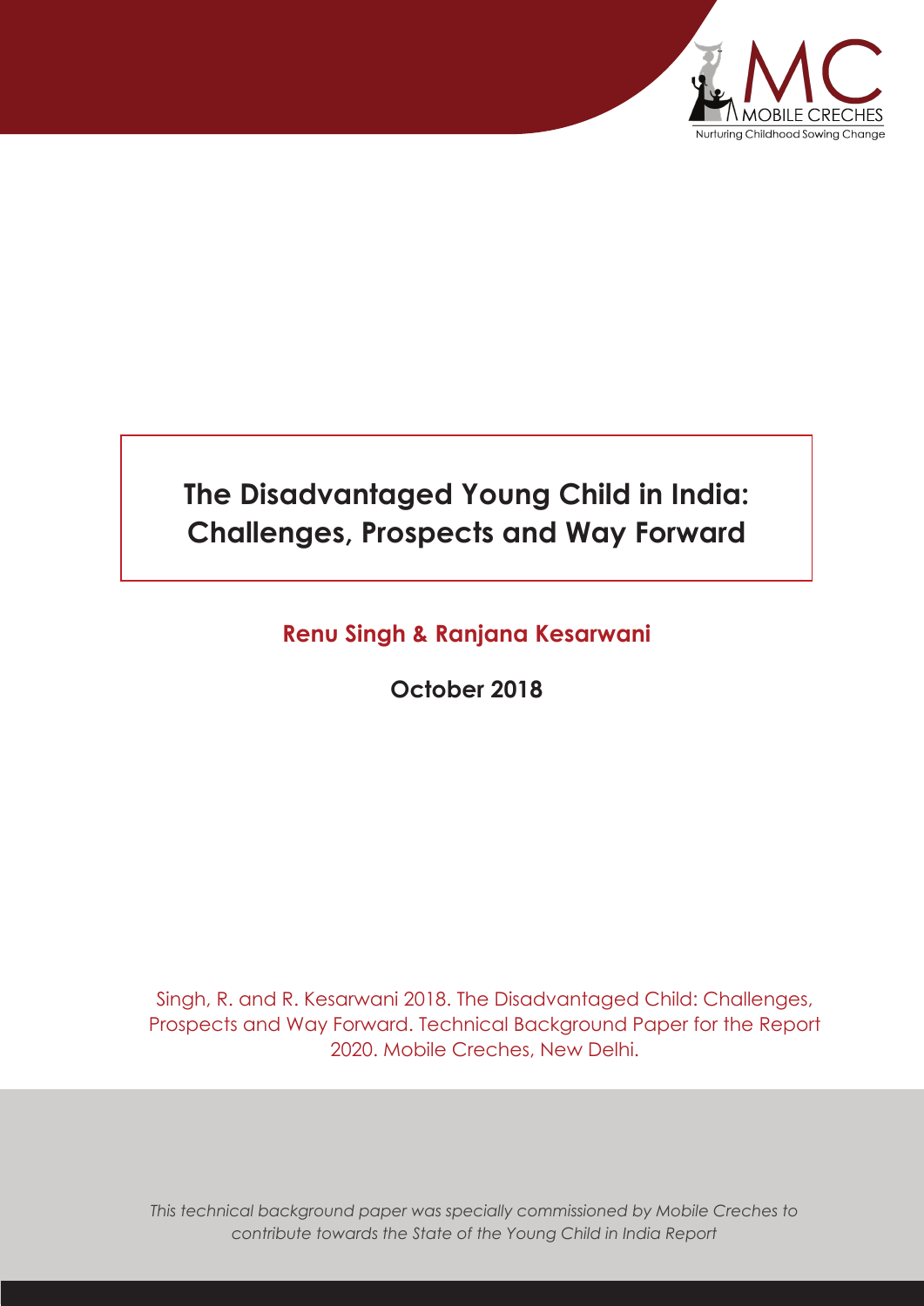MC MOBILE CRECHES

Nurturing Childhood Sowing Change

# The Disadvantaged Young Child in India: Challenges, Prospects and Way Forward

**Renu Singh & Ranjana Kesarwani**

**October 2018**

Singh, R. and R. Kesarwani 2018. The Disadvantaged Child: Challenges, Prospects and Way Forward. Technical Background Paper for the Report 2020. Mobile Creches, New Delhi.

*This technical background paper was specially commissioned by Mobile Creches to contribute towards the State of the Young Child in India Report*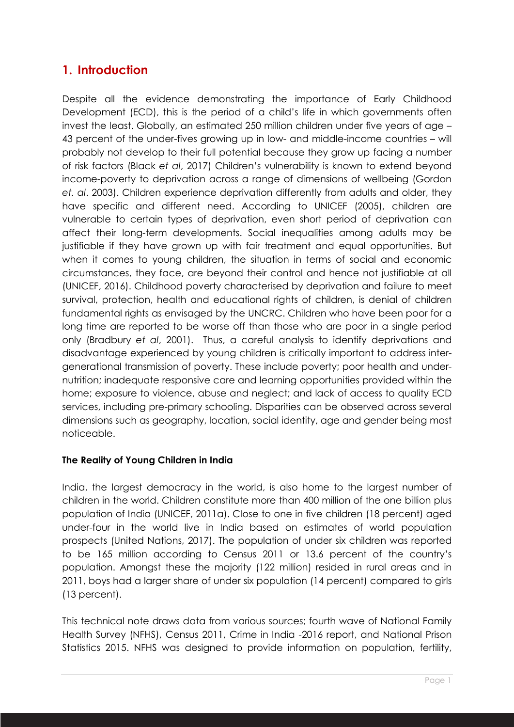## 1. Introduction

Despite all the evidence demonstrating the importance of Early Childhood Development (ECD), this is the period of a child's life in which governments often invest the least. Globally, an estimated 250 million children under five years of age – 43 percent of the under-fives growing up in low- and middle-income countries – will probably not develop to their full potential because they grow up facing a number of risk factors (Black *et al*, 2017) Children's vulnerability is known to extend beyond income-poverty to deprivation across a range of dimensions of wellbeing (Gordon *et. al*. 2003). Children experience deprivation differently from adults and older, they have specific and different need. According to UNICEF (2005), children are vulnerable to certain types of deprivation, even short period of deprivation can affect their long-term developments. Social inequalities among adults may be justifiable if they have grown up with fair treatment and equal opportunities. But when it comes to young children, the situation in terms of social and economic circumstances, they face, are beyond their control and hence not justifiable at all (UNICEF, 2016). Childhood poverty characterised by deprivation and failure to meet survival, protection, health and educational rights of children, is denial of children fundamental rights as envisaged by the UNCRC. Children who have been poor for a long time are reported to be worse off than those who are poor in a single period only (Bradbury *et al*, 2001). Thus, a careful analysis to identify deprivations and disadvantage experienced by young children is critically important to address inter-generational transmission of poverty. These include poverty; poor health and under-nutrition; inadequate responsive care and learning opportunities provided within the home; exposure to violence, abuse and neglect; and lack of access to quality ECD services, including pre-primary schooling. Disparities can be observed across several dimensions such as geography, location, social identity, age and gender being most noticeable.

**The Reality of Young Children in India**

India, the largest democracy in the world, is also home to the largest number of children in the world. Children constitute more than 400 million of the one billion plus population of India (UNICEF, 2011a). Close to one in five children (18 percent) aged under-four in the world live in India based on estimates of world population prospects (United Nations, 2017). The population of under six children was reported to be 165 million according to Census 2011 or 13.6 percent of the country's population. Amongst these the majority (122 million) resided in rural areas and in 2011, boys had a larger share of under six population (14 percent) compared to girls (13 percent).

This technical note draws data from various sources; fourth wave of National Family Health Survey (NFHS), Census 2011, Crime in India -2016 report, and National Prison Statistics 2015. NFHS was designed to provide information on population, fertility,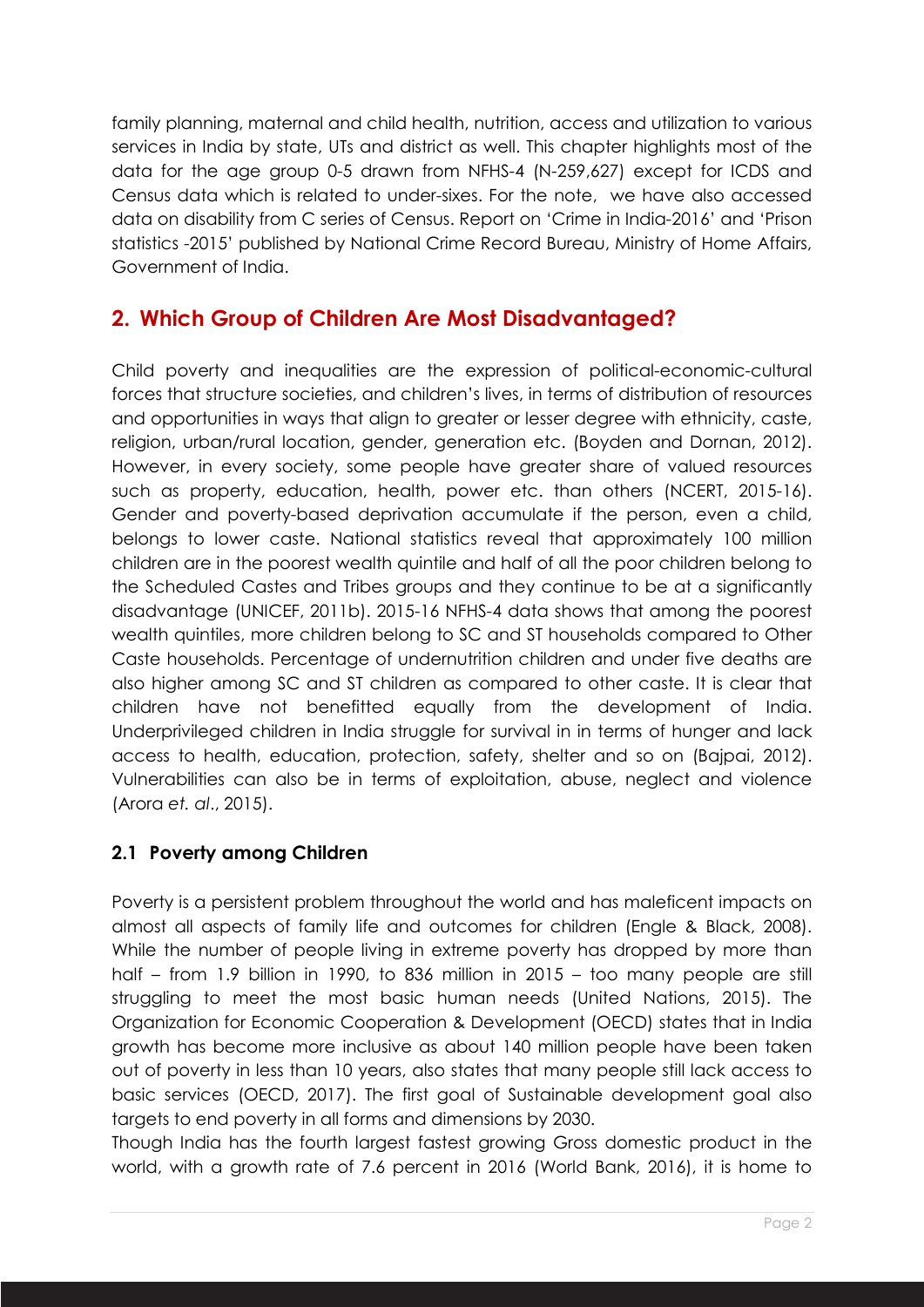family planning, maternal and child health, nutrition, access and utilization to various services in India by state, UTs and district as well. This chapter highlights most of the data for the age group 0-5 drawn from NFHS-4 (N-259,627) except for ICDS and Census data which is related to under-sixes. For the note, we have also accessed data on disability from C series of Census. Report on 'Crime in India-2016' and 'Prison statistics -2015' published by National Crime Record Bureau, Ministry of Home Affairs, Government of India.

## 2. Which Group of Children Are Most Disadvantaged?

Child poverty and inequalities are the expression of political-economic-cultural forces that structure societies, and children's lives, in terms of distribution of resources and opportunities in ways that align to greater or lesser degree with ethnicity, caste, religion, urban/rural location, gender, generation etc. (Boyden and Dornan, 2012). However, in every society, some people have greater share of valued resources such as property, education, health, power etc. than others (NCERT, 2015-16). Gender and poverty-based deprivation accumulate if the person, even a child, belongs to lower caste. National statistics reveal that approximately 100 million children are in the poorest wealth quintile and half of all the poor children belong to the Scheduled Castes and Tribes groups and they continue to be at a significantly disadvantage (UNICEF, 2011b). 2015-16 NFHS-4 data shows that among the poorest wealth quintiles, more children belong to SC and ST households compared to Other Caste households. Percentage of undernutrition children and under five deaths are also higher among SC and ST children as compared to other caste. It is clear that children have not benefitted equally from the development of India. Underprivileged children in India struggle for survival in in terms of hunger and lack access to health, education, protection, safety, shelter and so on (Bajpai, 2012). Vulnerabilities can also be in terms of exploitation, abuse, neglect and violence (Arora *et. al*., 2015).

### 2.1 Poverty among Children

Poverty is a persistent problem throughout the world and has maleficent impacts on almost all aspects of family life and outcomes for children (Engle & Black, 2008). While the number of people living in extreme poverty has dropped by more than half – from 1.9 billion in 1990, to 836 million in 2015 – too many people are still struggling to meet the most basic human needs (United Nations, 2015). The Organization for Economic Cooperation & Development (OECD) states that in India growth has become more inclusive as about 140 million people have been taken out of poverty in less than 10 years, also states that many people still lack access to basic services (OECD, 2017). The first goal of Sustainable development goal also targets to end poverty in all forms and dimensions by 2030.

Though India has the fourth largest fastest growing Gross domestic product in the world, with a growth rate of 7.6 percent in 2016 (World Bank, 2016), it is home to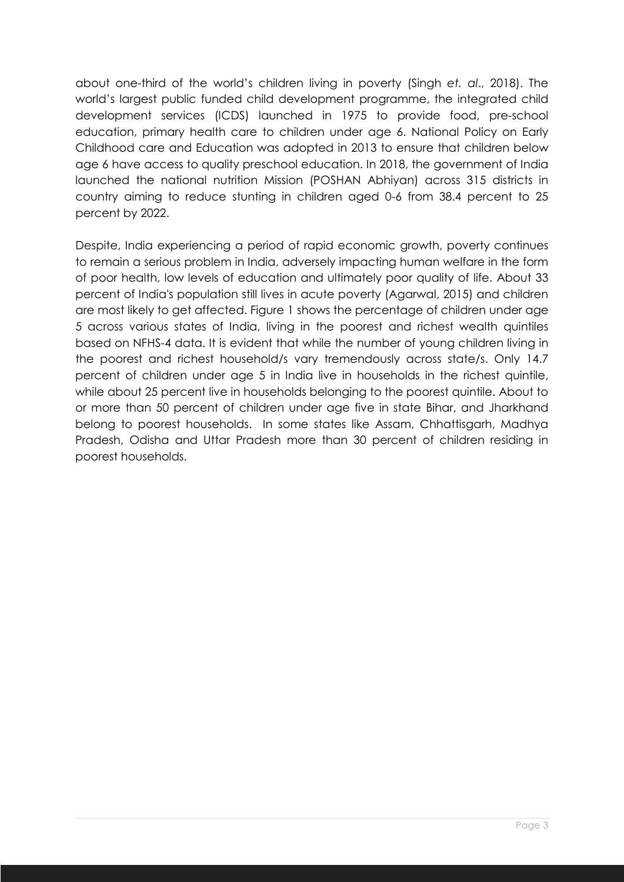about one-third of the world's children living in poverty (Singh *et. al*., 2018). The world's largest public funded child development programme, the integrated child development services (ICDS) launched in 1975 to provide food, pre-school education, primary health care to children under age 6. National Policy on Early Childhood care and Education was adopted in 2013 to ensure that children below age 6 have access to quality preschool education. In 2018, the government of India launched the national nutrition Mission (POSHAN Abhiyan) across 315 districts in country aiming to reduce stunting in children aged 0-6 from 38.4 percent to 25 percent by 2022.

Despite, India experiencing a period of rapid economic growth, poverty continues to remain a serious problem in India, adversely impacting human welfare in the form of poor health, low levels of education and ultimately poor quality of life. About 33 percent of India's population still lives in acute poverty (Agarwal, 2015) and children are most likely to get affected. Figure 1 shows the percentage of children under age 5 across various states of India, living in the poorest and richest wealth quintiles based on NFHS-4 data. It is evident that while the number of young children living in the poorest and richest household/s vary tremendously across state/s. Only 14.7 percent of children under age 5 in India live in households in the richest quintile, while about 25 percent live in households belonging to the poorest quintile. About to or more than 50 percent of children under age five in state Bihar, and Jharkhand belong to poorest households. In some states like Assam, Chhattisgarh, Madhya Pradesh, Odisha and Uttar Pradesh more than 30 percent of children residing in poorest households.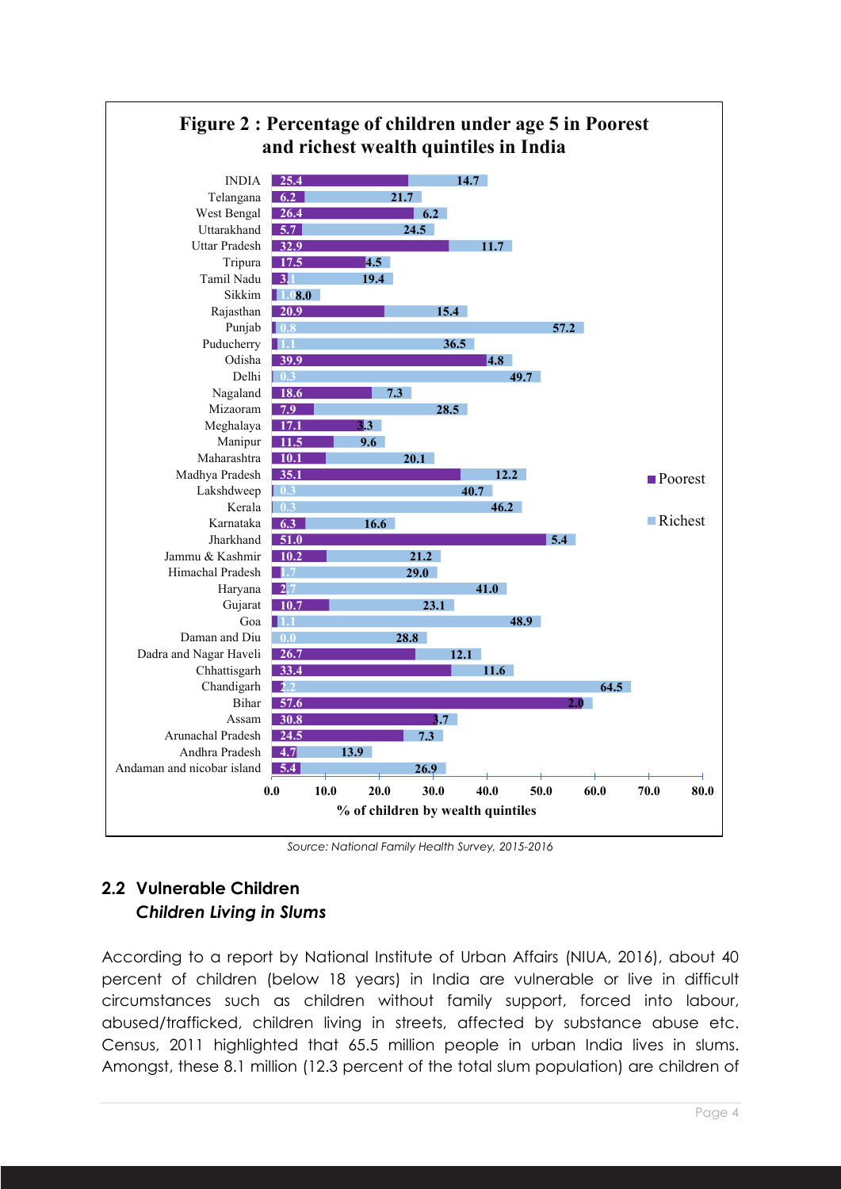**Figure 2 : Percentage of children under age 5 in Poorest and richest wealth quintiles in India**

| State | Poorest | Richest |
|---|---|---|
| INDIA | 25.4 | 14.7 |
| Telangana | 6.2 | 21.7 |
| West Bengal | 26.4 | 6.2 |
| Uttarakhand | 5.7 | 24.5 |
| Uttar Pradesh | 32.9 | 11.7 |
| Tripura | 17.5 | 4.5 |
| Tamil Nadu | 3.1 | 19.4 |
| Sikkim | 1.0 | 8.0 |
| Rajasthan | 20.9 | 15.4 |
| Punjab | 0.8 | 57.2 |
| Puducherry | 1.1 | 36.5 |
| Odisha | 39.9 | 4.8 |
| Delhi | 0.3 | 49.7 |
| Nagaland | 18.6 | 7.3 |
| Mizaoram | 7.9 | 28.5 |
| Meghalaya | 17.1 | 3.3 |
| Manipur | 11.5 | 9.6 |
| Maharashtra | 10.1 | 20.1 |
| Madhya Pradesh | 35.1 | 12.2 |
| Lakshdweep | 0.3 | 40.7 |
| Kerala | 0.3 | 46.2 |
| Karnataka | 6.3 | 16.6 |
| Jharkhand | 51.0 | 5.4 |
| Jammu & Kashmir | 10.2 | 21.2 |
| Himachal Pradesh | 1.7 | 29.0 |
| Haryana | 2.7 | 41.0 |
| Gujarat | 10.7 | 23.1 |
| Goa | 1.1 | 48.9 |
| Daman and Diu | 0.0 | 28.8 |
| Dadra and Nagar Haveli | 26.7 | 12.1 |
| Chhattisgarh | 33.4 | 11.6 |
| Chandigarh | 2.2 | 64.5 |
| Bihar | 57.6 | 2.0 |
| Assam | 30.8 | 3.7 |
| Arunachal Pradesh | 24.5 | 7.3 |
| Andhra Pradesh | 4.7 | 13.9 |
| Andaman and nicobar island | 5.4 | 26.9 |

% of children by wealth quintiles

*Source: National Family Health Survey, 2015-2016*

## 2.2 Vulnerable Children

### *Children Living in Slums*

According to a report by National Institute of Urban Affairs (NIUA, 2016), about 40 percent of children (below 18 years) in India are vulnerable or live in difficult circumstances such as children without family support, forced into labour, abused/trafficked, children living in streets, affected by substance abuse etc. Census, 2011 highlighted that 65.5 million people in urban India lives in slums. Amongst, these 8.1 million (12.3 percent of the total slum population) are children of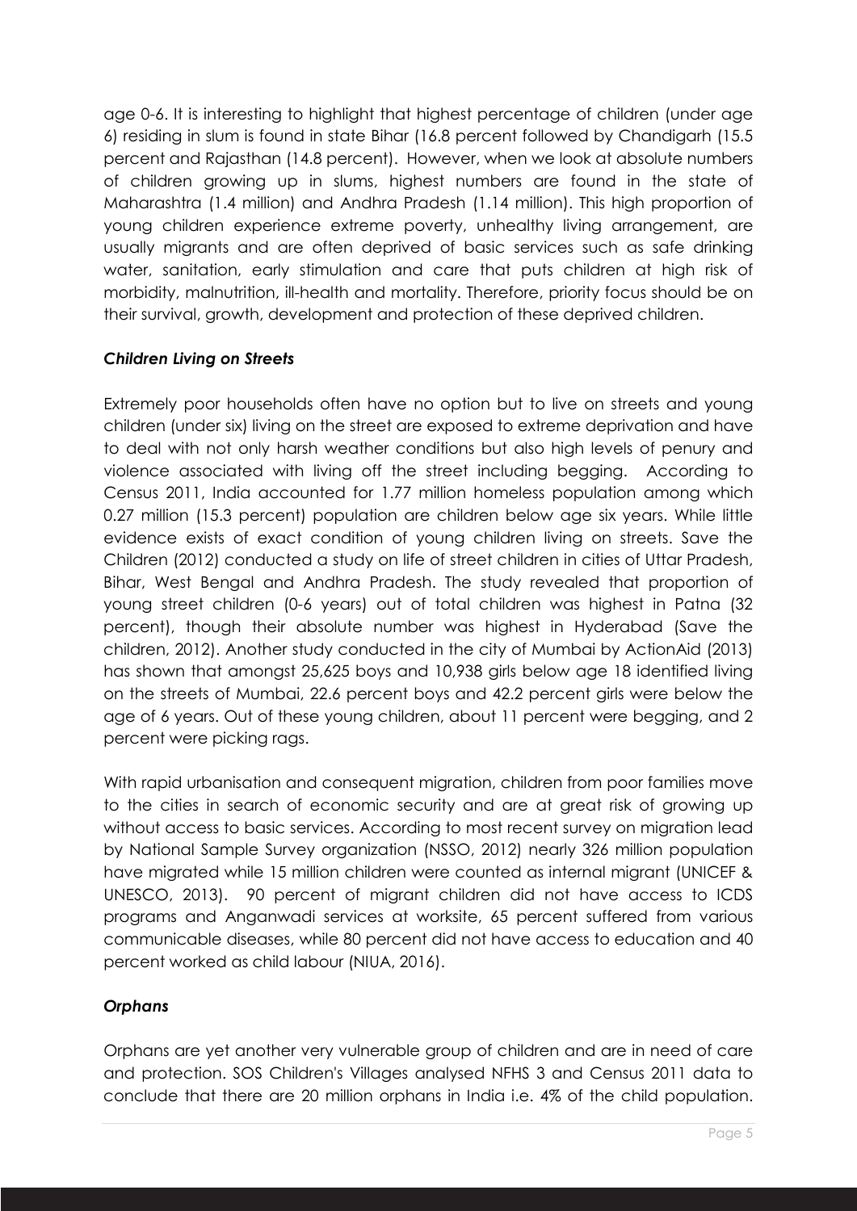age 0-6. It is interesting to highlight that highest percentage of children (under age 6) residing in slum is found in state Bihar (16.8 percent followed by Chandigarh (15.5 percent and Rajasthan (14.8 percent). However, when we look at absolute numbers of children growing up in slums, highest numbers are found in the state of Maharashtra (1.4 million) and Andhra Pradesh (1.14 million). This high proportion of young children experience extreme poverty, unhealthy living arrangement, are usually migrants and are often deprived of basic services such as safe drinking water, sanitation, early stimulation and care that puts children at high risk of morbidity, malnutrition, ill-health and mortality. Therefore, priority focus should be on their survival, growth, development and protection of these deprived children.

***Children Living on Streets***

Extremely poor households often have no option but to live on streets and young children (under six) living on the street are exposed to extreme deprivation and have to deal with not only harsh weather conditions but also high levels of penury and violence associated with living off the street including begging. According to Census 2011, India accounted for 1.77 million homeless population among which 0.27 million (15.3 percent) population are children below age six years. While little evidence exists of exact condition of young children living on streets. Save the Children (2012) conducted a study on life of street children in cities of Uttar Pradesh, Bihar, West Bengal and Andhra Pradesh. The study revealed that proportion of young street children (0-6 years) out of total children was highest in Patna (32 percent), though their absolute number was highest in Hyderabad (Save the children, 2012). Another study conducted in the city of Mumbai by ActionAid (2013) has shown that amongst 25,625 boys and 10,938 girls below age 18 identified living on the streets of Mumbai, 22.6 percent boys and 42.2 percent girls were below the age of 6 years. Out of these young children, about 11 percent were begging, and 2 percent were picking rags.

With rapid urbanisation and consequent migration, children from poor families move to the cities in search of economic security and are at great risk of growing up without access to basic services. According to most recent survey on migration lead by National Sample Survey organization (NSSO, 2012) nearly 326 million population have migrated while 15 million children were counted as internal migrant (UNICEF & UNESCO, 2013). 90 percent of migrant children did not have access to ICDS programs and Anganwadi services at worksite, 65 percent suffered from various communicable diseases, while 80 percent did not have access to education and 40 percent worked as child labour (NIUA, 2016).

***Orphans***

Orphans are yet another very vulnerable group of children and are in need of care and protection. SOS Children's Villages analysed NFHS 3 and Census 2011 data to conclude that there are 20 million orphans in India i.e. 4% of the child population.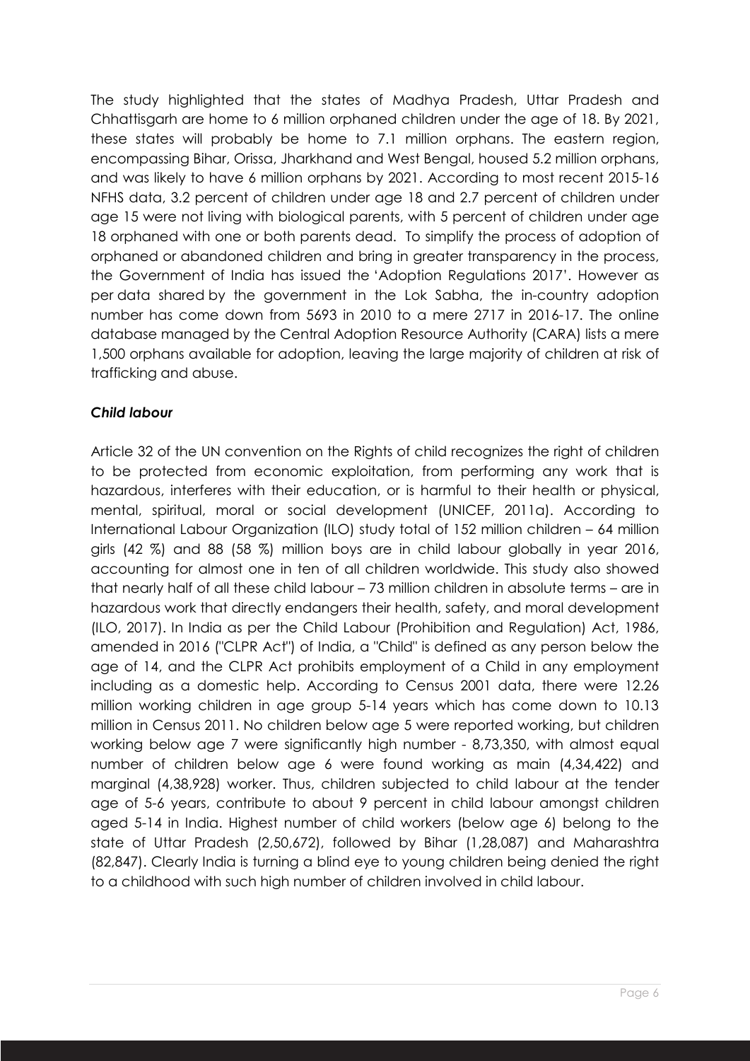The study highlighted that the states of Madhya Pradesh, Uttar Pradesh and Chhattisgarh are home to 6 million orphaned children under the age of 18. By 2021, these states will probably be home to 7.1 million orphans. The eastern region, encompassing Bihar, Orissa, Jharkhand and West Bengal, housed 5.2 million orphans, and was likely to have 6 million orphans by 2021. According to most recent 2015-16 NFHS data, 3.2 percent of children under age 18 and 2.7 percent of children under age 15 were not living with biological parents, with 5 percent of children under age 18 orphaned with one or both parents dead. To simplify the process of adoption of orphaned or abandoned children and bring in greater transparency in the process, the Government of India has issued the 'Adoption Regulations 2017'. However as per data shared by the government in the Lok Sabha, the in-country adoption number has come down from 5693 in 2010 to a mere 2717 in 2016-17. The online database managed by the Central Adoption Resource Authority (CARA) lists a mere 1,500 orphans available for adoption, leaving the large majority of children at risk of trafficking and abuse.

***Child labour***

Article 32 of the UN convention on the Rights of child recognizes the right of children to be protected from economic exploitation, from performing any work that is hazardous, interferes with their education, or is harmful to their health or physical, mental, spiritual, moral or social development (UNICEF, 2011a). According to International Labour Organization (ILO) study total of 152 million children – 64 million girls (42 %) and 88 (58 %) million boys are in child labour globally in year 2016, accounting for almost one in ten of all children worldwide. This study also showed that nearly half of all these child labour – 73 million children in absolute terms – are in hazardous work that directly endangers their health, safety, and moral development (ILO, 2017). In India as per the Child Labour (Prohibition and Regulation) Act, 1986, amended in 2016 ("CLPR Act") of India, a "Child" is defined as any person below the age of 14, and the CLPR Act prohibits employment of a Child in any employment including as a domestic help. According to Census 2001 data, there were 12.26 million working children in age group 5-14 years which has come down to 10.13 million in Census 2011. No children below age 5 were reported working, but children working below age 7 were significantly high number - 8,73,350, with almost equal number of children below age 6 were found working as main (4,34,422) and marginal (4,38,928) worker. Thus, children subjected to child labour at the tender age of 5-6 years, contribute to about 9 percent in child labour amongst children aged 5-14 in India. Highest number of child workers (below age 6) belong to the state of Uttar Pradesh (2,50,672), followed by Bihar (1,28,087) and Maharashtra (82,847). Clearly India is turning a blind eye to young children being denied the right to a childhood with such high number of children involved in child labour.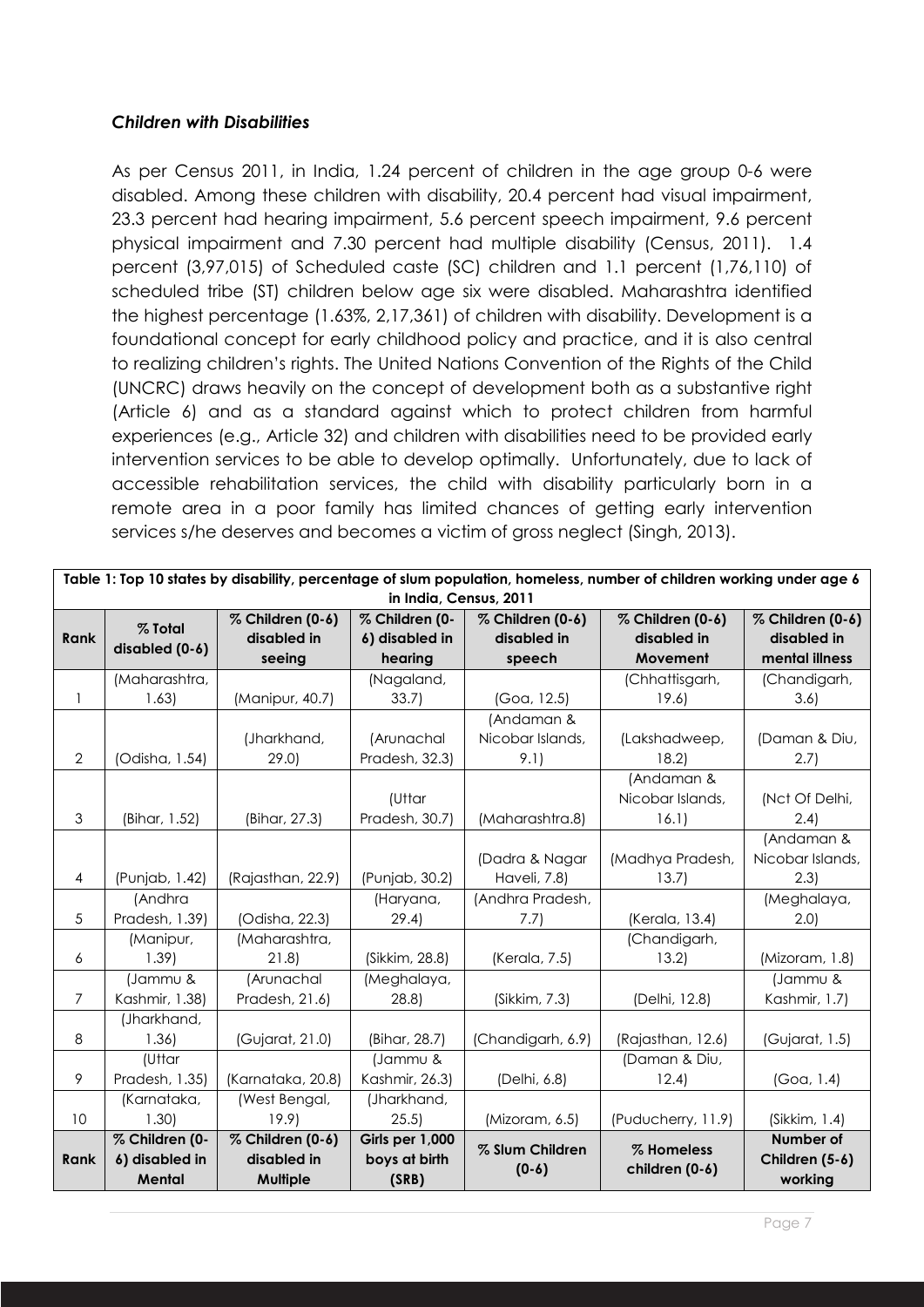### *Children with Disabilities*

As per Census 2011, in India, 1.24 percent of children in the age group 0-6 were disabled. Among these children with disability, 20.4 percent had visual impairment, 23.3 percent had hearing impairment, 5.6 percent speech impairment, 9.6 percent physical impairment and 7.30 percent had multiple disability (Census, 2011). 1.4 percent (3,97,015) of Scheduled caste (SC) children and 1.1 percent (1,76,110) of scheduled tribe (ST) children below age six were disabled. Maharashtra identified the highest percentage (1.63%, 2,17,361) of children with disability. Development is a foundational concept for early childhood policy and practice, and it is also central to realizing children's rights. The United Nations Convention of the Rights of the Child (UNCRC) draws heavily on the concept of development both as a substantive right (Article 6) and as a standard against which to protect children from harmful experiences (e.g., Article 32) and children with disabilities need to be provided early intervention services to be able to develop optimally. Unfortunately, due to lack of accessible rehabilitation services, the child with disability particularly born in a remote area in a poor family has limited chances of getting early intervention services s/he deserves and becomes a victim of gross neglect (Singh, 2013).

**Table 1: Top 10 states by disability, percentage of slum population, homeless, number of children working under age 6 in India, Census, 2011**

| Rank | % Total disabled (0-6) | % Children (0-6) disabled in seeing | % Children (0-6) disabled in hearing | % Children (0-6) disabled in speech | % Children (0-6) disabled in Movement | % Children (0-6) disabled in mental illness |
|---|---|---|---|---|---|---|
| 1 | (Maharashtra, 1.63) | (Manipur, 40.7) | (Nagaland, 33.7) | (Goa, 12.5) | (Chhattisgarh, 19.6) | (Chandigarh, 3.6) |
| 2 | (Odisha, 1.54) | (Jharkhand, 29.0) | (Arunachal Pradesh, 32.3) | (Andaman & Nicobar Islands, 9.1) | (Lakshadweep, 18.2) | (Daman & Diu, 2.7) |
| 3 | (Bihar, 1.52) | (Bihar, 27.3) | (Uttar Pradesh, 30.7) | (Maharashtra.8) | (Andaman & Nicobar Islands, 16.1) | (Nct Of Delhi, 2.4) |
| 4 | (Punjab, 1.42) | (Rajasthan, 22.9) | (Punjab, 30.2) | (Dadra & Nagar Haveli, 7.8) | (Madhya Pradesh, 13.7) | (Andaman & Nicobar Islands, 2.3) |
| 5 | (Andhra Pradesh, 1.39) | (Odisha, 22.3) | (Haryana, 29.4) | (Andhra Pradesh, 7.7) | (Kerala, 13.4) | (Meghalaya, 2.0) |
| 6 | (Manipur, 1.39) | (Maharashtra, 21.8) | (Sikkim, 28.8) | (Kerala, 7.5) | (Chandigarh, 13.2) | (Mizoram, 1.8) |
| 7 | (Jammu & Kashmir, 1.38) | (Arunachal Pradesh, 21.6) | (Meghalaya, 28.8) | (Sikkim, 7.3) | (Delhi, 12.8) | (Jammu & Kashmir, 1.7) |
| 8 | (Jharkhand, 1.36) | (Gujarat, 21.0) | (Bihar, 28.7) | (Chandigarh, 6.9) | (Rajasthan, 12.6) | (Gujarat, 1.5) |
| 9 | (Uttar Pradesh, 1.35) | (Karnataka, 20.8) | (Jammu & Kashmir, 26.3) | (Delhi, 6.8) | (Daman & Diu, 12.4) | (Goa, 1.4) |
| 10 | (Karnataka, 1.30) | (West Bengal, 19.9) | (Jharkhand, 25.5) | (Mizoram, 6.5) | (Puducherry, 11.9) | (Sikkim, 1.4) |
| **Rank** | **% Children (0-6) disabled in Mental** | **% Children (0-6) disabled in Multiple** | **Girls per 1,000 boys at birth (SRB)** | **% Slum Children (0-6)** | **% Homeless children (0-6)** | **Number of Children (5-6) working** |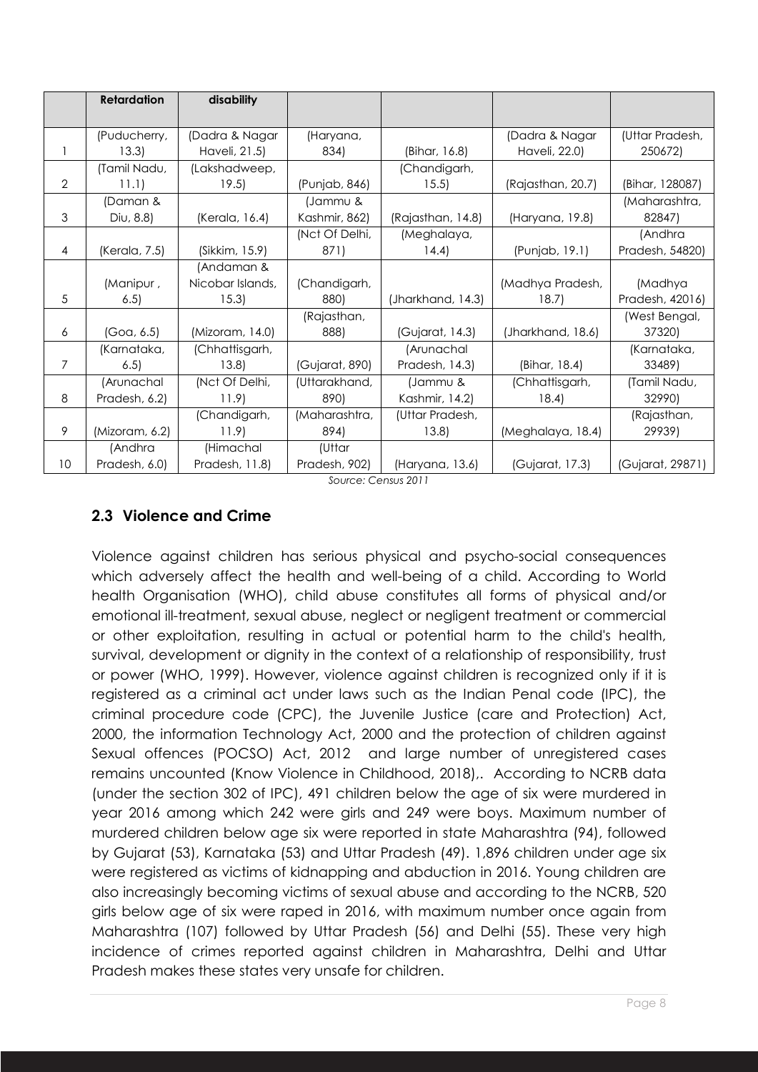| | Retardation | disability | | | | |
|---|---|---|---|---|---|---|
| 1 | (Puducherry, 13.3) | (Dadra & Nagar Haveli, 21.5) | (Haryana, 834) | (Bihar, 16.8) | (Dadra & Nagar Haveli, 22.0) | (Uttar Pradesh, 250672) |
| 2 | (Tamil Nadu, 11.1) | (Lakshadweep, 19.5) | (Punjab, 846) | (Chandigarh, 15.5) | (Rajasthan, 20.7) | (Bihar, 128087) |
| 3 | (Daman & Diu, 8.8) | (Kerala, 16.4) | (Jammu & Kashmir, 862) | (Rajasthan, 14.8) | (Haryana, 19.8) | (Maharashtra, 82847) |
| 4 | (Kerala, 7.5) | (Sikkim, 15.9) | (Nct Of Delhi, 871) | (Meghalaya, 14.4) | (Punjab, 19.1) | (Andhra Pradesh, 54820) |
| 5 | (Manipur , 6.5) | (Andaman & Nicobar Islands, 15.3) | (Chandigarh, 880) | (Jharkhand, 14.3) | (Madhya Pradesh, 18.7) | (Madhya Pradesh, 42016) |
| 6 | (Goa, 6.5) | (Mizoram, 14.0) | (Rajasthan, 888) | (Gujarat, 14.3) | (Jharkhand, 18.6) | (West Bengal, 37320) |
| 7 | (Karnataka, 6.5) | (Chhattisgarh, 13.8) | (Gujarat, 890) | (Arunachal Pradesh, 14.3) | (Bihar, 18.4) | (Karnataka, 33489) |
| 8 | (Arunachal Pradesh, 6.2) | (Nct Of Delhi, 11.9) | (Uttarakhand, 890) | (Jammu & Kashmir, 14.2) | (Chhattisgarh, 18.4) | (Tamil Nadu, 32990) |
| 9 | (Mizoram, 6.2) | (Chandigarh, 11.9) | (Maharashtra, 894) | (Uttar Pradesh, 13.8) | (Meghalaya, 18.4) | (Rajasthan, 29939) |
| 10 | (Andhra Pradesh, 6.0) | (Himachal Pradesh, 11.8) | (Uttar Pradesh, 902) | (Haryana, 13.6) | (Gujarat, 17.3) | (Gujarat, 29871) |

*Source: Census 2011*

## 2.3 Violence and Crime

Violence against children has serious physical and psycho-social consequences which adversely affect the health and well-being of a child. According to World health Organisation (WHO), child abuse constitutes all forms of physical and/or emotional ill-treatment, sexual abuse, neglect or negligent treatment or commercial or other exploitation, resulting in actual or potential harm to the child's health, survival, development or dignity in the context of a relationship of responsibility, trust or power (WHO, 1999). However, violence against children is recognized only if it is registered as a criminal act under laws such as the Indian Penal code (IPC), the criminal procedure code (CPC), the Juvenile Justice (care and Protection) Act, 2000, the information Technology Act, 2000 and the protection of children against Sexual offences (POCSO) Act, 2012 and large number of unregistered cases remains uncounted (Know Violence in Childhood, 2018),. According to NCRB data (under the section 302 of IPC), 491 children below the age of six were murdered in year 2016 among which 242 were girls and 249 were boys. Maximum number of murdered children below age six were reported in state Maharashtra (94), followed by Gujarat (53), Karnataka (53) and Uttar Pradesh (49). 1,896 children under age six were registered as victims of kidnapping and abduction in 2016. Young children are also increasingly becoming victims of sexual abuse and according to the NCRB, 520 girls below age of six were raped in 2016, with maximum number once again from Maharashtra (107) followed by Uttar Pradesh (56) and Delhi (55). These very high incidence of crimes reported against children in Maharashtra, Delhi and Uttar Pradesh makes these states very unsafe for children.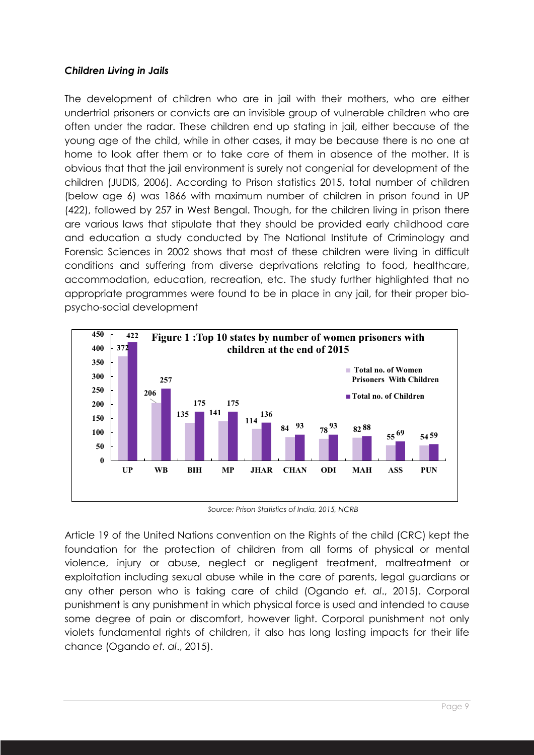***Children Living in Jails***

The development of children who are in jail with their mothers, who are either undertrial prisoners or convicts are an invisible group of vulnerable children who are often under the radar. These children end up stating in jail, either because of the young age of the child, while in other cases, it may be because there is no one at home to look after them or to take care of them in absence of the mother. It is obvious that that the jail environment is surely not congenial for development of the children (JUDIS, 2006). According to Prison statistics 2015, total number of children (below age 6) was 1866 with maximum number of children in prison found in UP (422), followed by 257 in West Bengal. Though, for the children living in prison there are various laws that stipulate that they should be provided early childhood care and education a study conducted by The National Institute of Criminology and Forensic Sciences in 2002 shows that most of these children were living in difficult conditions and suffering from diverse deprivations relating to food, healthcare, accommodation, education, recreation, etc. The study further highlighted that no appropriate programmes were found to be in place in any jail, for their proper bio-psycho-social development

**Figure 1 :Top 10 states by number of women prisoners with children at the end of 2015**

| State | Total no. of Women Prisoners With Children | Total no. of Children |
|---|---|---|
| UP | 372 | 422 |
| WB | 206 | 257 |
| BIH | 135 | 175 |
| MP | 141 | 175 |
| JHAR | 114 | 136 |
| CHAN | 84 | 93 |
| ODI | 78 | 93 |
| MAH | 82 | 88 |
| ASS | 55 | 69 |
| PUN | 54 | 59 |

*Source: Prison Statistics of India, 2015, NCRB*

Article 19 of the United Nations convention on the Rights of the child (CRC) kept the foundation for the protection of children from all forms of physical or mental violence, injury or abuse, neglect or negligent treatment, maltreatment or exploitation including sexual abuse while in the care of parents, legal guardians or any other person who is taking care of child (Ogando *et. al*., 2015). Corporal punishment is any punishment in which physical force is used and intended to cause some degree of pain or discomfort, however light. Corporal punishment not only violets fundamental rights of children, it also has long lasting impacts for their life chance (Ogando *et. al*., 2015).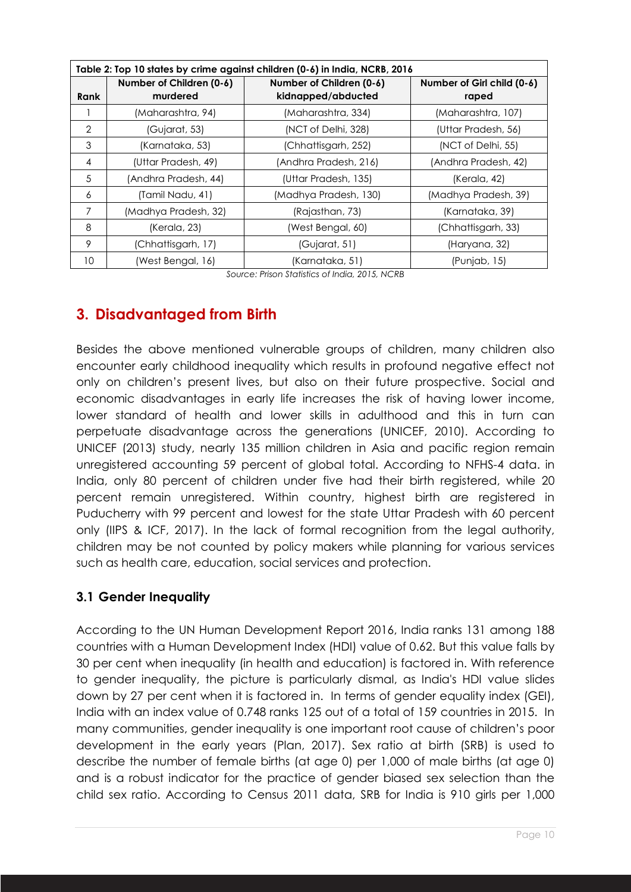| Table 2: Top 10 states by crime against children (0-6) in India, NCRB, 2016 | | | |
|---|---|---|---|
| **Rank** | **Number of Children (0-6) murdered** | **Number of Children (0-6) kidnapped/abducted** | **Number of Girl child (0-6) raped** |
| 1 | (Maharashtra, 94) | (Maharashtra, 334) | (Maharashtra, 107) |
| 2 | (Gujarat, 53) | (NCT of Delhi, 328) | (Uttar Pradesh, 56) |
| 3 | (Karnataka, 53) | (Chhattisgarh, 252) | (NCT of Delhi, 55) |
| 4 | (Uttar Pradesh, 49) | (Andhra Pradesh, 216) | (Andhra Pradesh, 42) |
| 5 | (Andhra Pradesh, 44) | (Uttar Pradesh, 135) | (Kerala, 42) |
| 6 | (Tamil Nadu, 41) | (Madhya Pradesh, 130) | (Madhya Pradesh, 39) |
| 7 | (Madhya Pradesh, 32) | (Rajasthan, 73) | (Karnataka, 39) |
| 8 | (Kerala, 23) | (West Bengal, 60) | (Chhattisgarh, 33) |
| 9 | (Chhattisgarh, 17) | (Gujarat, 51) | (Haryana, 32) |
| 10 | (West Bengal, 16) | (Karnataka, 51) | (Punjab, 15) |

*Source: Prison Statistics of India, 2015, NCRB*

## 3. Disadvantaged from Birth

Besides the above mentioned vulnerable groups of children, many children also encounter early childhood inequality which results in profound negative effect not only on children's present lives, but also on their future prospective. Social and economic disadvantages in early life increases the risk of having lower income, lower standard of health and lower skills in adulthood and this in turn can perpetuate disadvantage across the generations (UNICEF, 2010). According to UNICEF (2013) study, nearly 135 million children in Asia and pacific region remain unregistered accounting 59 percent of global total. According to NFHS-4 data. in India, only 80 percent of children under five had their birth registered, while 20 percent remain unregistered. Within country, highest birth are registered in Puducherry with 99 percent and lowest for the state Uttar Pradesh with 60 percent only (IIPS & ICF, 2017). In the lack of formal recognition from the legal authority, children may be not counted by policy makers while planning for various services such as health care, education, social services and protection.

### 3.1 Gender Inequality

According to the UN Human Development Report 2016, India ranks 131 among 188 countries with a Human Development Index (HDI) value of 0.62. But this value falls by 30 per cent when inequality (in health and education) is factored in. With reference to gender inequality, the picture is particularly dismal, as India's HDI value slides down by 27 per cent when it is factored in. In terms of gender equality index (GEI), India with an index value of 0.748 ranks 125 out of a total of 159 countries in 2015. In many communities, gender inequality is one important root cause of children's poor development in the early years (Plan, 2017). Sex ratio at birth (SRB) is used to describe the number of female births (at age 0) per 1,000 of male births (at age 0) and is a robust indicator for the practice of gender biased sex selection than the child sex ratio. According to Census 2011 data, SRB for India is 910 girls per 1,000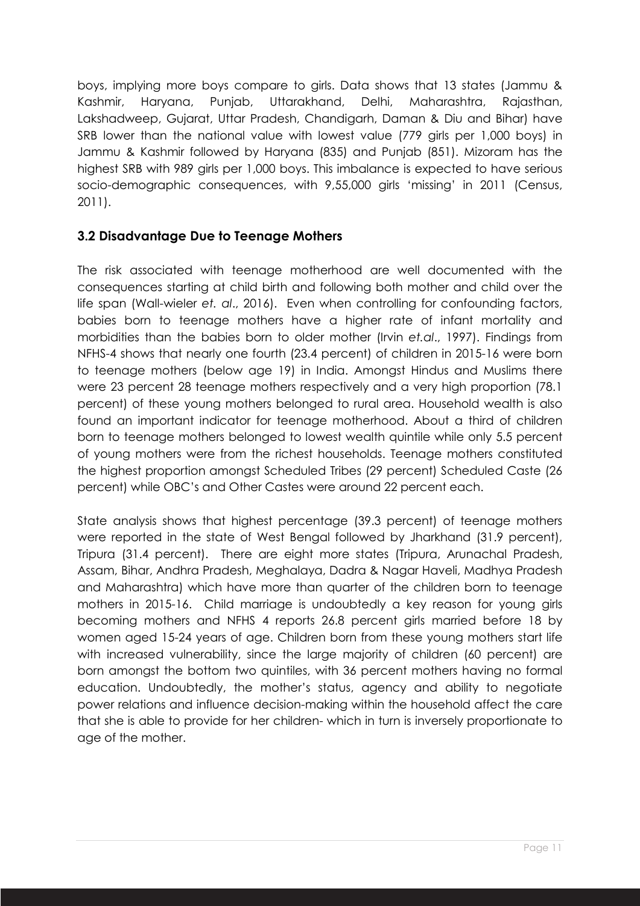boys, implying more boys compare to girls. Data shows that 13 states (Jammu & Kashmir, Haryana, Punjab, Uttarakhand, Delhi, Maharashtra, Rajasthan, Lakshadweep, Gujarat, Uttar Pradesh, Chandigarh, Daman & Diu and Bihar) have SRB lower than the national value with lowest value (779 girls per 1,000 boys) in Jammu & Kashmir followed by Haryana (835) and Punjab (851). Mizoram has the highest SRB with 989 girls per 1,000 boys. This imbalance is expected to have serious socio-demographic consequences, with 9,55,000 girls 'missing' in 2011 (Census, 2011).

### 3.2 Disadvantage Due to Teenage Mothers

The risk associated with teenage motherhood are well documented with the consequences starting at child birth and following both mother and child over the life span (Wall-wieler *et. al*., 2016). Even when controlling for confounding factors, babies born to teenage mothers have a higher rate of infant mortality and morbidities than the babies born to older mother (Irvin *et.al*., 1997). Findings from NFHS-4 shows that nearly one fourth (23.4 percent) of children in 2015-16 were born to teenage mothers (below age 19) in India. Amongst Hindus and Muslims there were 23 percent 28 teenage mothers respectively and a very high proportion (78.1 percent) of these young mothers belonged to rural area. Household wealth is also found an important indicator for teenage motherhood. About a third of children born to teenage mothers belonged to lowest wealth quintile while only 5.5 percent of young mothers were from the richest households. Teenage mothers constituted the highest proportion amongst Scheduled Tribes (29 percent) Scheduled Caste (26 percent) while OBC's and Other Castes were around 22 percent each.

State analysis shows that highest percentage (39.3 percent) of teenage mothers were reported in the state of West Bengal followed by Jharkhand (31.9 percent), Tripura (31.4 percent). There are eight more states (Tripura, Arunachal Pradesh, Assam, Bihar, Andhra Pradesh, Meghalaya, Dadra & Nagar Haveli, Madhya Pradesh and Maharashtra) which have more than quarter of the children born to teenage mothers in 2015-16. Child marriage is undoubtedly a key reason for young girls becoming mothers and NFHS 4 reports 26.8 percent girls married before 18 by women aged 15-24 years of age. Children born from these young mothers start life with increased vulnerability, since the large majority of children (60 percent) are born amongst the bottom two quintiles, with 36 percent mothers having no formal education. Undoubtedly, the mother's status, agency and ability to negotiate power relations and influence decision-making within the household affect the care that she is able to provide for her children- which in turn is inversely proportionate to age of the mother.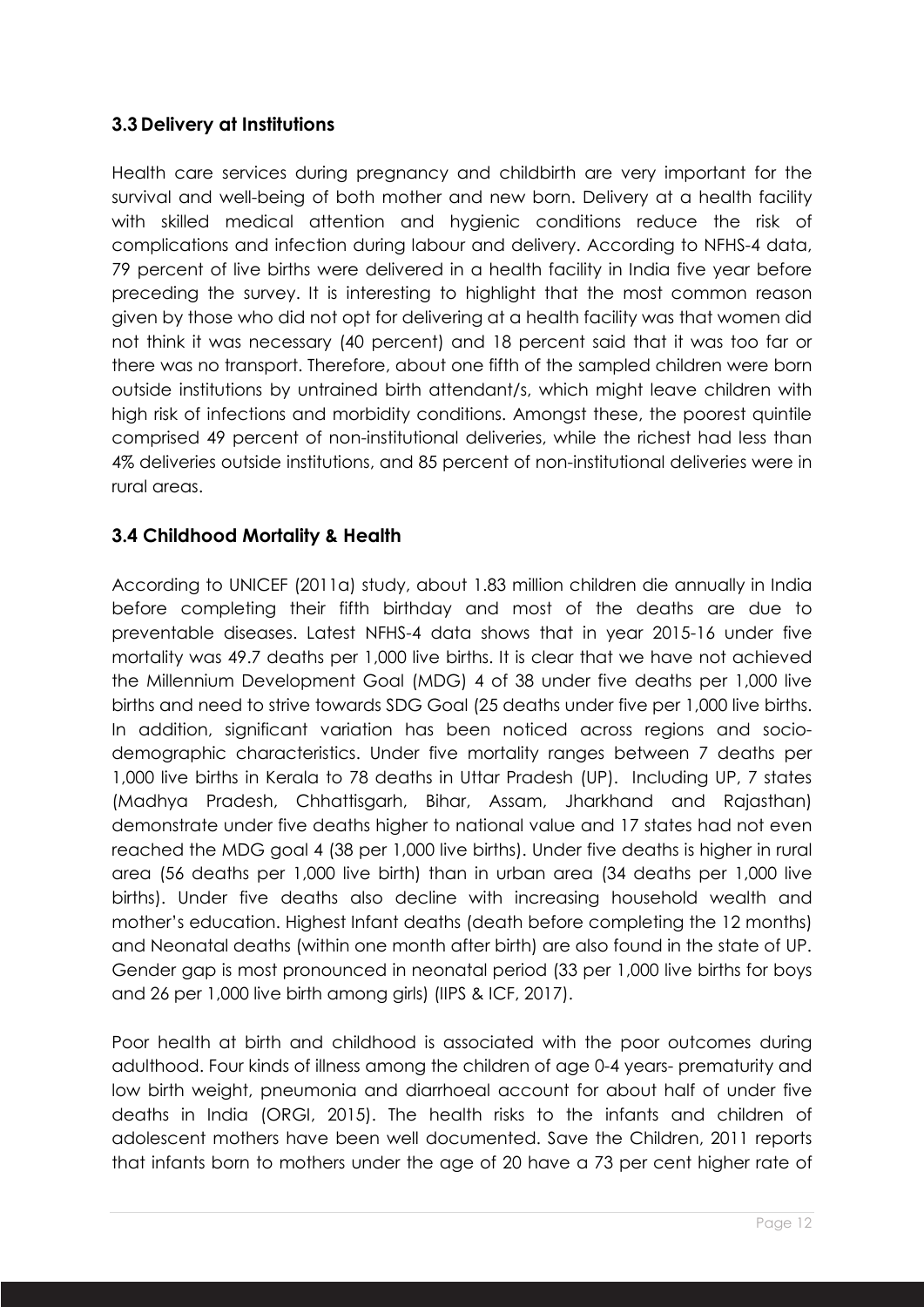### 3.3 Delivery at Institutions

Health care services during pregnancy and childbirth are very important for the survival and well-being of both mother and new born. Delivery at a health facility with skilled medical attention and hygienic conditions reduce the risk of complications and infection during labour and delivery. According to NFHS-4 data, 79 percent of live births were delivered in a health facility in India five year before preceding the survey. It is interesting to highlight that the most common reason given by those who did not opt for delivering at a health facility was that women did not think it was necessary (40 percent) and 18 percent said that it was too far or there was no transport. Therefore, about one fifth of the sampled children were born outside institutions by untrained birth attendant/s, which might leave children with high risk of infections and morbidity conditions. Amongst these, the poorest quintile comprised 49 percent of non-institutional deliveries, while the richest had less than 4% deliveries outside institutions, and 85 percent of non-institutional deliveries were in rural areas.

### 3.4 Childhood Mortality & Health

According to UNICEF (2011a) study, about 1.83 million children die annually in India before completing their fifth birthday and most of the deaths are due to preventable diseases. Latest NFHS-4 data shows that in year 2015-16 under five mortality was 49.7 deaths per 1,000 live births. It is clear that we have not achieved the Millennium Development Goal (MDG) 4 of 38 under five deaths per 1,000 live births and need to strive towards SDG Goal (25 deaths under five per 1,000 live births. In addition, significant variation has been noticed across regions and socio-demographic characteristics. Under five mortality ranges between 7 deaths per 1,000 live births in Kerala to 78 deaths in Uttar Pradesh (UP). Including UP, 7 states (Madhya Pradesh, Chhattisgarh, Bihar, Assam, Jharkhand and Rajasthan) demonstrate under five deaths higher to national value and 17 states had not even reached the MDG goal 4 (38 per 1,000 live births). Under five deaths is higher in rural area (56 deaths per 1,000 live birth) than in urban area (34 deaths per 1,000 live births). Under five deaths also decline with increasing household wealth and mother's education. Highest Infant deaths (death before completing the 12 months) and Neonatal deaths (within one month after birth) are also found in the state of UP. Gender gap is most pronounced in neonatal period (33 per 1,000 live births for boys and 26 per 1,000 live birth among girls) (IIPS & ICF, 2017).

Poor health at birth and childhood is associated with the poor outcomes during adulthood. Four kinds of illness among the children of age 0-4 years- prematurity and low birth weight, pneumonia and diarrhoeal account for about half of under five deaths in India (ORGI, 2015). The health risks to the infants and children of adolescent mothers have been well documented. Save the Children, 2011 reports that infants born to mothers under the age of 20 have a 73 per cent higher rate of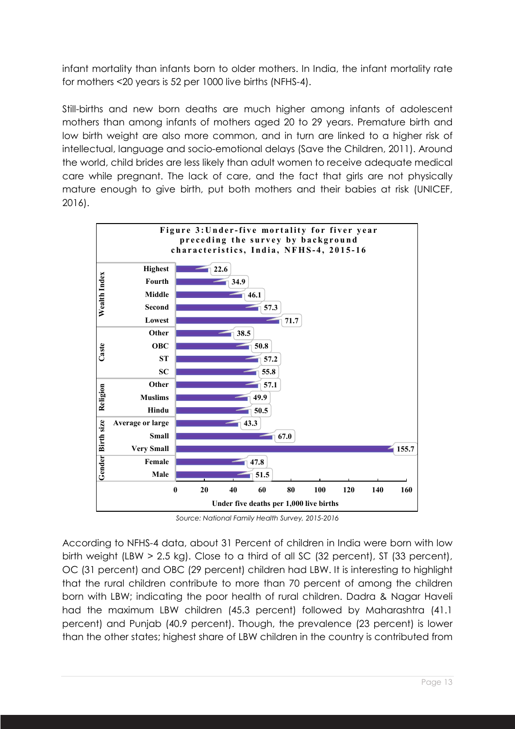infant mortality than infants born to older mothers. In India, the infant mortality rate for mothers <20 years is 52 per 1000 live births (NFHS-4).

Still-births and new born deaths are much higher among infants of adolescent mothers than among infants of mothers aged 20 to 29 years. Premature birth and low birth weight are also more common, and in turn are linked to a higher risk of intellectual, language and socio-emotional delays (Save the Children, 2011). Around the world, child brides are less likely than adult women to receive adequate medical care while pregnant. The lack of care, and the fact that girls are not physically mature enough to give birth, put both mothers and their babies at risk (UNICEF, 2016).

**Figure 3: Under-five mortality for fiver year preceding the survey by background characteristics, India, NFHS-4, 2015-16**

| Background characteristic | Category | Under five deaths per 1,000 live births |
|---|---|---|
| Wealth Index | Highest | 22.6 |
| | Fourth | 34.9 |
| | Middle | 46.1 |
| | Second | 57.3 |
| | Lowest | 71.7 |
| Caste | Other | 38.5 |
| | OBC | 50.8 |
| | ST | 57.2 |
| | SC | 55.8 |
| Religion | Other | 57.1 |
| | Muslims | 49.9 |
| | Hindu | 50.5 |
| Birth size | Average or large | 43.3 |
| | Small | 67.0 |
| | Very Small | 155.7 |
| Gender | Female | 47.8 |
| | Male | 51.5 |

*Source: National Family Health Survey, 2015-2016*

According to NFHS-4 data, about 31 Percent of children in India were born with low birth weight (LBW > 2.5 kg). Close to a third of all SC (32 percent), ST (33 percent), OC (31 percent) and OBC (29 percent) children had LBW. It is interesting to highlight that the rural children contribute to more than 70 percent of among the children born with LBW; indicating the poor health of rural children. Dadra & Nagar Haveli had the maximum LBW children (45.3 percent) followed by Maharashtra (41.1 percent) and Punjab (40.9 percent). Though, the prevalence (23 percent) is lower than the other states; highest share of LBW children in the country is contributed from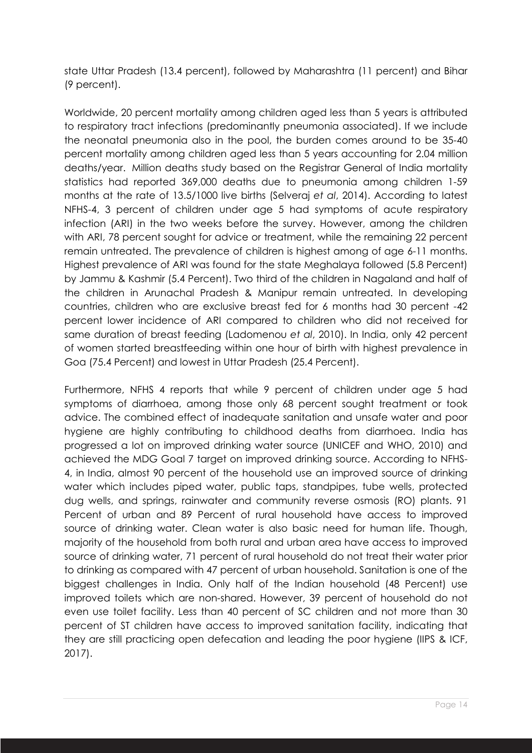state Uttar Pradesh (13.4 percent), followed by Maharashtra (11 percent) and Bihar (9 percent).

Worldwide, 20 percent mortality among children aged less than 5 years is attributed to respiratory tract infections (predominantly pneumonia associated). If we include the neonatal pneumonia also in the pool, the burden comes around to be 35-40 percent mortality among children aged less than 5 years accounting for 2.04 million deaths/year. Million deaths study based on the Registrar General of India mortality statistics had reported 369,000 deaths due to pneumonia among children 1-59 months at the rate of 13.5/1000 live births (Selveraj *et al*, 2014). According to latest NFHS-4, 3 percent of children under age 5 had symptoms of acute respiratory infection (ARI) in the two weeks before the survey. However, among the children with ARI, 78 percent sought for advice or treatment, while the remaining 22 percent remain untreated. The prevalence of children is highest among of age 6-11 months. Highest prevalence of ARI was found for the state Meghalaya followed (5.8 Percent) by Jammu & Kashmir (5.4 Percent). Two third of the children in Nagaland and half of the children in Arunachal Pradesh & Manipur remain untreated. In developing countries, children who are exclusive breast fed for 6 months had 30 percent -42 percent lower incidence of ARI compared to children who did not received for same duration of breast feeding (Ladomenou *et al*, 2010). In India, only 42 percent of women started breastfeeding within one hour of birth with highest prevalence in Goa (75.4 Percent) and lowest in Uttar Pradesh (25.4 Percent).

Furthermore, NFHS 4 reports that while 9 percent of children under age 5 had symptoms of diarrhoea, among those only 68 percent sought treatment or took advice. The combined effect of inadequate sanitation and unsafe water and poor hygiene are highly contributing to childhood deaths from diarrhoea. India has progressed a lot on improved drinking water source (UNICEF and WHO, 2010) and achieved the MDG Goal 7 target on improved drinking source. According to NFHS-4, in India, almost 90 percent of the household use an improved source of drinking water which includes piped water, public taps, standpipes, tube wells, protected dug wells, and springs, rainwater and community reverse osmosis (RO) plants. 91 Percent of urban and 89 Percent of rural household have access to improved source of drinking water. Clean water is also basic need for human life. Though, majority of the household from both rural and urban area have access to improved source of drinking water, 71 percent of rural household do not treat their water prior to drinking as compared with 47 percent of urban household. Sanitation is one of the biggest challenges in India. Only half of the Indian household (48 Percent) use improved toilets which are non-shared. However, 39 percent of household do not even use toilet facility. Less than 40 percent of SC children and not more than 30 percent of ST children have access to improved sanitation facility, indicating that they are still practicing open defecation and leading the poor hygiene (IIPS & ICF, 2017).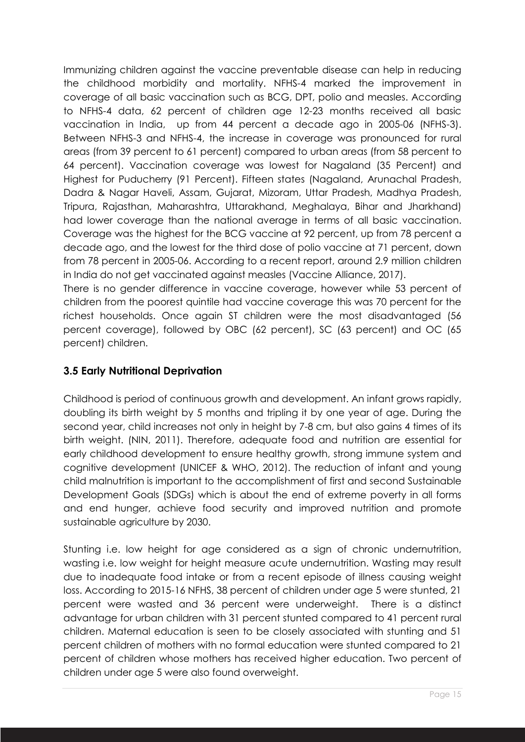Immunizing children against the vaccine preventable disease can help in reducing the childhood morbidity and mortality. NFHS-4 marked the improvement in coverage of all basic vaccination such as BCG, DPT, polio and measles. According to NFHS-4 data, 62 percent of children age 12-23 months received all basic vaccination in India, up from 44 percent a decade ago in 2005-06 (NFHS-3). Between NFHS-3 and NFHS-4, the increase in coverage was pronounced for rural areas (from 39 percent to 61 percent) compared to urban areas (from 58 percent to 64 percent). Vaccination coverage was lowest for Nagaland (35 Percent) and Highest for Puducherry (91 Percent). Fifteen states (Nagaland, Arunachal Pradesh, Dadra & Nagar Haveli, Assam, Gujarat, Mizoram, Uttar Pradesh, Madhya Pradesh, Tripura, Rajasthan, Maharashtra, Uttarakhand, Meghalaya, Bihar and Jharkhand) had lower coverage than the national average in terms of all basic vaccination. Coverage was the highest for the BCG vaccine at 92 percent, up from 78 percent a decade ago, and the lowest for the third dose of polio vaccine at 71 percent, down from 78 percent in 2005-06. According to a recent report, around 2.9 million children in India do not get vaccinated against measles (Vaccine Alliance, 2017).

There is no gender difference in vaccine coverage, however while 53 percent of children from the poorest quintile had vaccine coverage this was 70 percent for the richest households. Once again ST children were the most disadvantaged (56 percent coverage), followed by OBC (62 percent), SC (63 percent) and OC (65 percent) children.

### 3.5 Early Nutritional Deprivation

Childhood is period of continuous growth and development. An infant grows rapidly, doubling its birth weight by 5 months and tripling it by one year of age. During the second year, child increases not only in height by 7-8 cm, but also gains 4 times of its birth weight. (NIN, 2011). Therefore, adequate food and nutrition are essential for early childhood development to ensure healthy growth, strong immune system and cognitive development (UNICEF & WHO, 2012). The reduction of infant and young child malnutrition is important to the accomplishment of first and second Sustainable Development Goals (SDGs) which is about the end of extreme poverty in all forms and end hunger, achieve food security and improved nutrition and promote sustainable agriculture by 2030.

Stunting i.e. low height for age considered as a sign of chronic undernutrition, wasting i.e. low weight for height measure acute undernutrition. Wasting may result due to inadequate food intake or from a recent episode of illness causing weight loss. According to 2015-16 NFHS, 38 percent of children under age 5 were stunted, 21 percent were wasted and 36 percent were underweight. There is a distinct advantage for urban children with 31 percent stunted compared to 41 percent rural children. Maternal education is seen to be closely associated with stunting and 51 percent children of mothers with no formal education were stunted compared to 21 percent of children whose mothers has received higher education. Two percent of children under age 5 were also found overweight.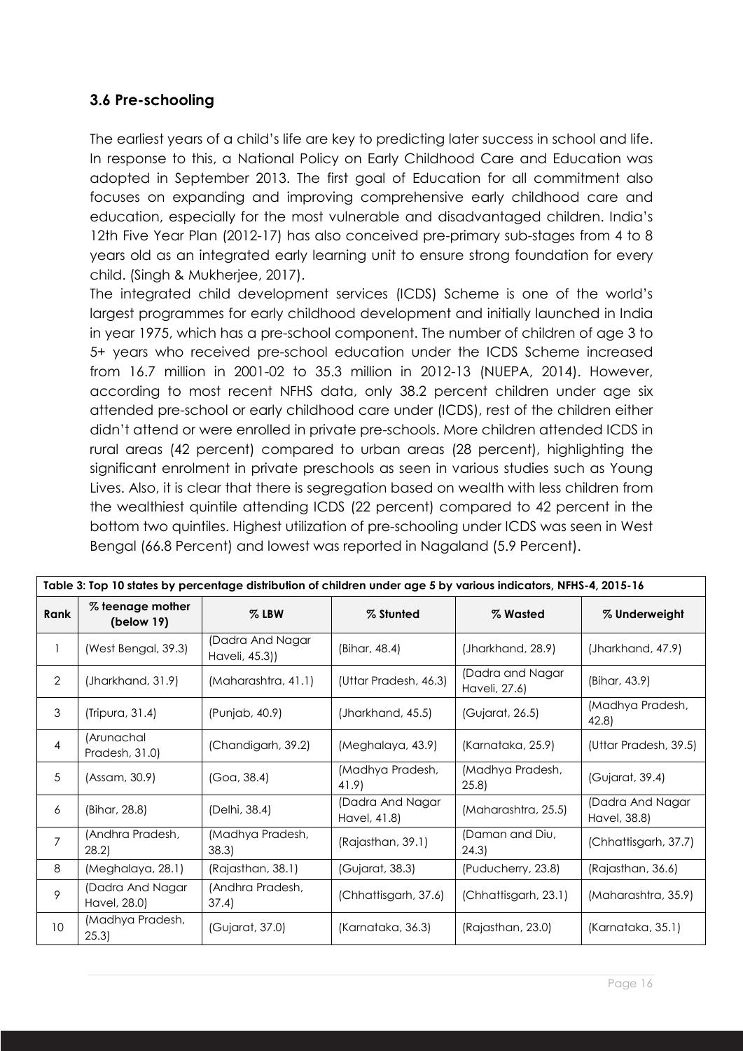### 3.6 Pre-schooling

The earliest years of a child's life are key to predicting later success in school and life. In response to this, a National Policy on Early Childhood Care and Education was adopted in September 2013. The first goal of Education for all commitment also focuses on expanding and improving comprehensive early childhood care and education, especially for the most vulnerable and disadvantaged children. India's 12th Five Year Plan (2012-17) has also conceived pre-primary sub-stages from 4 to 8 years old as an integrated early learning unit to ensure strong foundation for every child. (Singh & Mukherjee, 2017).

The integrated child development services (ICDS) Scheme is one of the world's largest programmes for early childhood development and initially launched in India in year 1975, which has a pre-school component. The number of children of age 3 to 5+ years who received pre-school education under the ICDS Scheme increased from 16.7 million in 2001-02 to 35.3 million in 2012-13 (NUEPA, 2014). However, according to most recent NFHS data, only 38.2 percent children under age six attended pre-school or early childhood care under (ICDS), rest of the children either didn't attend or were enrolled in private pre-schools. More children attended ICDS in rural areas (42 percent) compared to urban areas (28 percent), highlighting the significant enrolment in private preschools as seen in various studies such as Young Lives. Also, it is clear that there is segregation based on wealth with less children from the wealthiest quintile attending ICDS (22 percent) compared to 42 percent in the bottom two quintiles. Highest utilization of pre-schooling under ICDS was seen in West Bengal (66.8 Percent) and lowest was reported in Nagaland (5.9 Percent).

**Table 3: Top 10 states by percentage distribution of children under age 5 by various indicators, NFHS-4, 2015-16**

| Rank | % teenage mother (below 19) | % LBW | % Stunted | % Wasted | % Underweight |
|---|---|---|---|---|---|
| 1 | (West Bengal, 39.3) | (Dadra And Nagar Haveli, 45.3)) | (Bihar, 48.4) | (Jharkhand, 28.9) | (Jharkhand, 47.9) |
| 2 | (Jharkhand, 31.9) | (Maharashtra, 41.1) | (Uttar Pradesh, 46.3) | (Dadra and Nagar Haveli, 27.6) | (Bihar, 43.9) |
| 3 | (Tripura, 31.4) | (Punjab, 40.9) | (Jharkhand, 45.5) | (Gujarat, 26.5) | (Madhya Pradesh, 42.8) |
| 4 | (Arunachal Pradesh, 31.0) | (Chandigarh, 39.2) | (Meghalaya, 43.9) | (Karnataka, 25.9) | (Uttar Pradesh, 39.5) |
| 5 | (Assam, 30.9) | (Goa, 38.4) | (Madhya Pradesh, 41.9) | (Madhya Pradesh, 25.8) | (Gujarat, 39.4) |
| 6 | (Bihar, 28.8) | (Delhi, 38.4) | (Dadra And Nagar Havel, 41.8) | (Maharashtra, 25.5) | (Dadra And Nagar Havel, 38.8) |
| 7 | (Andhra Pradesh, 28.2) | (Madhya Pradesh, 38.3) | (Rajasthan, 39.1) | (Daman and Diu, 24.3) | (Chhattisgarh, 37.7) |
| 8 | (Meghalaya, 28.1) | (Rajasthan, 38.1) | (Gujarat, 38.3) | (Puducherry, 23.8) | (Rajasthan, 36.6) |
| 9 | (Dadra And Nagar Havel, 28.0) | (Andhra Pradesh, 37.4) | (Chhattisgarh, 37.6) | (Chhattisgarh, 23.1) | (Maharashtra, 35.9) |
| 10 | (Madhya Pradesh, 25.3) | (Gujarat, 37.0) | (Karnataka, 36.3) | (Rajasthan, 23.0) | (Karnataka, 35.1) |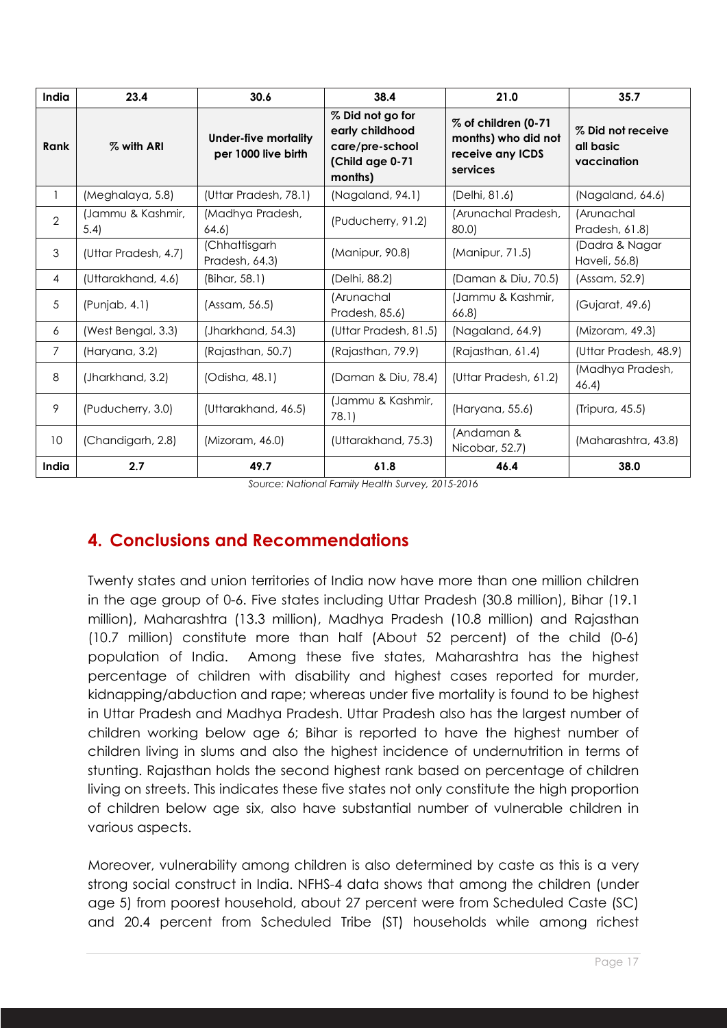| India | 23.4 | 30.6 | 38.4 | 21.0 | 35.7 |
|---|---|---|---|---|---|
| **Rank** | **% with ARI** | **Under-five mortality per 1000 live birth** | **% Did not go for early childhood care/pre-school (Child age 0-71 months)** | **% of children (0-71 months) who did not receive any ICDS services** | **% Did not receive all basic vaccination** |
| 1 | (Meghalaya, 5.8) | (Uttar Pradesh, 78.1) | (Nagaland, 94.1) | (Delhi, 81.6) | (Nagaland, 64.6) |
| 2 | (Jammu & Kashmir, 5.4) | (Madhya Pradesh, 64.6) | (Puducherry, 91.2) | (Arunachal Pradesh, 80.0) | (Arunachal Pradesh, 61.8) |
| 3 | (Uttar Pradesh, 4.7) | (Chhattisgarh Pradesh, 64.3) | (Manipur, 90.8) | (Manipur, 71.5) | (Dadra & Nagar Haveli, 56.8) |
| 4 | (Uttarakhand, 4.6) | (Bihar, 58.1) | (Delhi, 88.2) | (Daman & Diu, 70.5) | (Assam, 52.9) |
| 5 | (Punjab, 4.1) | (Assam, 56.5) | (Arunachal Pradesh, 85.6) | (Jammu & Kashmir, 66.8) | (Gujarat, 49.6) |
| 6 | (West Bengal, 3.3) | (Jharkhand, 54.3) | (Uttar Pradesh, 81.5) | (Nagaland, 64.9) | (Mizoram, 49.3) |
| 7 | (Haryana, 3.2) | (Rajasthan, 50.7) | (Rajasthan, 79.9) | (Rajasthan, 61.4) | (Uttar Pradesh, 48.9) |
| 8 | (Jharkhand, 3.2) | (Odisha, 48.1) | (Daman & Diu, 78.4) | (Uttar Pradesh, 61.2) | (Madhya Pradesh, 46.4) |
| 9 | (Puducherry, 3.0) | (Uttarakhand, 46.5) | (Jammu & Kashmir, 78.1) | (Haryana, 55.6) | (Tripura, 45.5) |
| 10 | (Chandigarh, 2.8) | (Mizoram, 46.0) | (Uttarakhand, 75.3) | (Andaman & Nicobar, 52.7) | (Maharashtra, 43.8) |
| **India** | **2.7** | **49.7** | **61.8** | **46.4** | **38.0** |

*Source: National Family Health Survey, 2015-2016*

## 4. Conclusions and Recommendations

Twenty states and union territories of India now have more than one million children in the age group of 0-6. Five states including Uttar Pradesh (30.8 million), Bihar (19.1 million), Maharashtra (13.3 million), Madhya Pradesh (10.8 million) and Rajasthan (10.7 million) constitute more than half (About 52 percent) of the child (0-6) population of India. Among these five states, Maharashtra has the highest percentage of children with disability and highest cases reported for murder, kidnapping/abduction and rape; whereas under five mortality is found to be highest in Uttar Pradesh and Madhya Pradesh. Uttar Pradesh also has the largest number of children working below age 6; Bihar is reported to have the highest number of children living in slums and also the highest incidence of undernutrition in terms of stunting. Rajasthan holds the second highest rank based on percentage of children living on streets. This indicates these five states not only constitute the high proportion of children below age six, also have substantial number of vulnerable children in various aspects.

Moreover, vulnerability among children is also determined by caste as this is a very strong social construct in India. NFHS-4 data shows that among the children (under age 5) from poorest household, about 27 percent were from Scheduled Caste (SC) and 20.4 percent from Scheduled Tribe (ST) households while among richest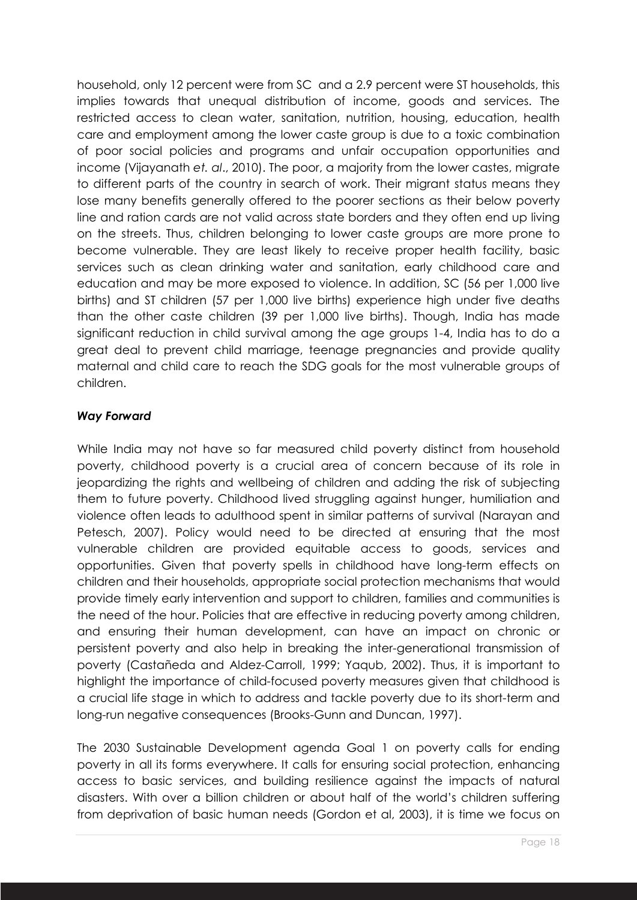household, only 12 percent were from SC and a 2.9 percent were ST households, this implies towards that unequal distribution of income, goods and services. The restricted access to clean water, sanitation, nutrition, housing, education, health care and employment among the lower caste group is due to a toxic combination of poor social policies and programs and unfair occupation opportunities and income (Vijayanath *et. al*., 2010). The poor, a majority from the lower castes, migrate to different parts of the country in search of work. Their migrant status means they lose many benefits generally offered to the poorer sections as their below poverty line and ration cards are not valid across state borders and they often end up living on the streets. Thus, children belonging to lower caste groups are more prone to become vulnerable. They are least likely to receive proper health facility, basic services such as clean drinking water and sanitation, early childhood care and education and may be more exposed to violence. In addition, SC (56 per 1,000 live births) and ST children (57 per 1,000 live births) experience high under five deaths than the other caste children (39 per 1,000 live births). Though, India has made significant reduction in child survival among the age groups 1-4, India has to do a great deal to prevent child marriage, teenage pregnancies and provide quality maternal and child care to reach the SDG goals for the most vulnerable groups of children.

### *Way Forward*

While India may not have so far measured child poverty distinct from household poverty, childhood poverty is a crucial area of concern because of its role in jeopardizing the rights and wellbeing of children and adding the risk of subjecting them to future poverty. Childhood lived struggling against hunger, humiliation and violence often leads to adulthood spent in similar patterns of survival (Narayan and Petesch, 2007). Policy would need to be directed at ensuring that the most vulnerable children are provided equitable access to goods, services and opportunities. Given that poverty spells in childhood have long-term effects on children and their households, appropriate social protection mechanisms that would provide timely early intervention and support to children, families and communities is the need of the hour. Policies that are effective in reducing poverty among children, and ensuring their human development, can have an impact on chronic or persistent poverty and also help in breaking the inter-generational transmission of poverty (Castañeda and Aldez-Carroll, 1999; Yaqub, 2002). Thus, it is important to highlight the importance of child-focused poverty measures given that childhood is a crucial life stage in which to address and tackle poverty due to its short-term and long-run negative consequences (Brooks-Gunn and Duncan, 1997).

The 2030 Sustainable Development agenda Goal 1 on poverty calls for ending poverty in all its forms everywhere. It calls for ensuring social protection, enhancing access to basic services, and building resilience against the impacts of natural disasters. With over a billion children or about half of the world's children suffering from deprivation of basic human needs (Gordon et al, 2003), it is time we focus on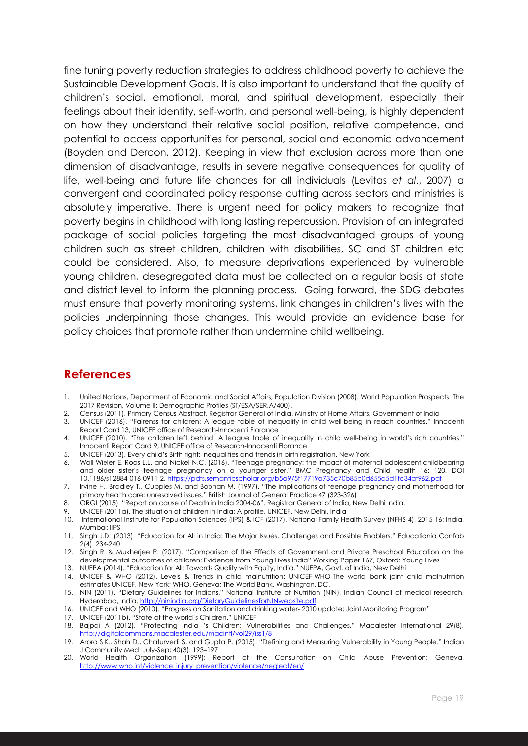fine tuning poverty reduction strategies to address childhood poverty to achieve the Sustainable Development Goals. It is also important to understand that the quality of children's social, emotional, moral, and spiritual development, especially their feelings about their identity, self-worth, and personal well-being, is highly dependent on how they understand their relative social position, relative competence, and potential to access opportunities for personal, social and economic advancement (Boyden and Dercon, 2012). Keeping in view that exclusion across more than one dimension of disadvantage, results in severe negative consequences for quality of life, well-being and future life chances for all individuals (Levitas *et al*., 2007) a convergent and coordinated policy response cutting across sectors and ministries is absolutely imperative. There is urgent need for policy makers to recognize that poverty begins in childhood with long lasting repercussion. Provision of an integrated package of social policies targeting the most disadvantaged groups of young children such as street children, children with disabilities, SC and ST children etc could be considered. Also, to measure deprivations experienced by vulnerable young children, desegregated data must be collected on a regular basis at state and district level to inform the planning process. Going forward, the SDG debates must ensure that poverty monitoring systems, link changes in children's lives with the policies underpinning those changes. This would provide an evidence base for policy choices that promote rather than undermine child wellbeing.

## References

1. United Nations, Department of Economic and Social Affairs, Population Division (2008). World Population Prospects: The 2017 Revision, Volume II: Demographic Profiles (ST/ESA/SER.A/400).
2. Census (2011). Primary Census Abstract, Registrar General of India, Ministry of Home Affairs, Government of India
3. UNICEF (2016). "Fairenss for children: A league table of inequality in child well-being in reach countries." Innocenti Report Card 13, UNICEF office of Research-Innocenti Florance
4. UNICEF (2010). "The children left behind: A league table of inequality in child well-being in world's rich countries." Innocenti Report Card 9, UNICEF office of Research-Innocenti Florance
5. UNICEF (2013). Every child's Birth right: Inequalities and trends in birth registration. New York
6. Wall-Wieler E, Roos L.L. and Nickel N.C. (2016). "Teenage pregnancy: the impact of maternal adolescent childbearing and older sister's teenage pregnancy on a younger sister." BMC Pregnancy and Child health 16: 120. DOI 10.1186/s12884-016-0911-2. https://pdfs.semanticscholar.org/b5a9/5f17719a735c70b85c0d655a5d1fc34af962.pdf
7. Irvine H., Bradley T., Cupples M. and Boohan M. (1997). "The implications of teenage pregnancy and motherhood for primary health care: unresolved issues." British Journal of General Practice 47 (323-326)
8. ORGI (2015). "Report on cause of Death in India 2004-06". Registrar General of India, New Delhi India.
9. UNICEF (2011a). The situation of children in India: A profile. UNICEF, New Delhi, India
10. International Institute for Population Sciences (IIPS) & ICF (2017). National Family Health Survey (NFHS-4), 2015-16: India, Mumbai: IIPS
11. Singh J.D. (2013). "Education for All in India: The Major Issues, Challenges and Possible Enablers." Educationia Confab 2(4): 234-240
12. Singh R. & Mukherjee P. (2017). "Comparison of the Effects of Government and Private Preschool Education on the developmental outcomes of children: Evidence from Young Lives India" Working Paper 167, Oxford: Young Lives
13. NUEPA (2014). "Education for All: Towards Quality with Equity, India." NUEPA, Govt. of India, New Delhi
14. UNICEF & WHO (2012). Levels & Trends in child malnutrition: UNICEF-WHO-The world bank joint child malnutrition estimates UNICEF, New York; WHO, Geneva; The World Bank, Washington, DC.
15. NIN (2011). "Dietary Guidelines for Indians." National Institute of Nutrition (NIN), Indian Council of medical research, Hyderabad, India. http://ninindia.org/DietaryGuidelinesforNINwebsite.pdf
16. UNICEF and WHO (2010). "Progress on Sanitation and drinking water- 2010 update; Joint Monitoring Program"
17. UNICEF (2011b). "State of the world's Children." UNICEF
18. Bajpai A (2012). "Protecting India 's Children: Vulnerabilities and Challenges." Macalester International 29(8). http://digitalcommons.macalester.edu/macintl/vol29/iss1/8
19. Arora S.K., Shah D., Chaturvedi S. and Gupta P. (2015). "Defining and Measuring Vulnerability in Young People." Indian J Community Med. July-Sep; 40(3): 193–197
20. World Health Organization (1999): Report of the Consultation on Child Abuse Prevention; Geneva, http://www.who.int/violence_injury_prevention/violence/neglect/en/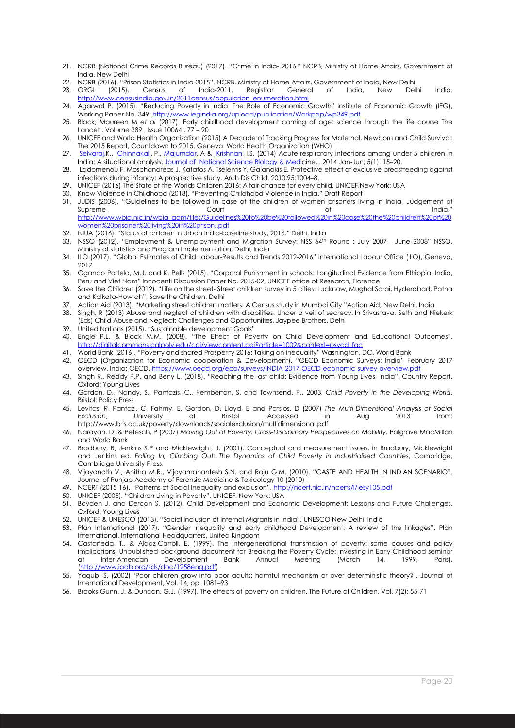21. NCRB (National Crime Records Bureau) (2017). "Crime in India- 2016." NCRB, Ministry of Home Affairs, Government of India, New Delhi
22. NCRB (2016). "Prison Statistics in India-2015". NCRB, Ministry of Home Affairs, Government of India, New Delhi
23. ORGI (2015). Census of India-2011. Registrar General of India, New Delhi India. http://www.censusindia.gov.in/2011census/population_enumeration.html
24. Agarwal P. (2015). "Reducing Poverty in India: The Role of Economic Growth" Institute of Economic Growth (IEG), Working Paper No. 349. http://www.iegindia.org/upload/publication/Workpap/wp349.pdf
25. Black, Maureen M *et al* (2017). Early childhood development coming of age: science through the life course The Lancet , Volume 389 , Issue 10064 , 77 – 90
26. UNICEF and World Health Organization (2015) A Decade of Tracking Progress for Maternal, Newborn and Child Survival: The 2015 Report, Countdown to 2015. Geneva: World Health Organization (WHO)
27. Selvaraj,K., Chinnakali, P., Majumdar, A & Krishnan, I.S. (2014) Acute respiratory infections among under-5 children in India: A situational analysis, Journal of National Science Biology & Medicine, . 2014 Jan-Jun; 5(1): 15–20.
28. Ladomenou F, Moschandreas J, Kafatos A, Tselentis Y, Galanakis E. Protective effect of exclusive breastfeeding against infections during infancy: A prospective study. Arch Dis Child. 2010;95:1004–8.
29. UNICEF (2016) The State of the Worlds Children 2016: A fair chance for every child, UNICEF,New York: USA
30. Know Violence in Childhood (2018). "Preventing Childhood Violence in India." Draft Report
31. JUDIS (2006). "Guidelines to be followed in case of the children of women prisoners living in India- Judgement of Supreme Court of India." http://www.wbja.nic.in/wbja_adm/files/Guidelines%20to%20be%20followed%20in%20case%20the%20children%20of%20women%20prisoner%20living%20in%20prison..pdf
32. NIUA (2016). "Status of children in Urban India-baseline study, 2016." Delhi, India
33. NSSO (2012). "Employment & Unemployment and Migration Survey: NSS 64th Round : July 2007 - June 2008" NSSO, Ministry of statistics and Program Implementation, Delhi, India
34. ILO (2017). "Global Estimates of Child Labour-Results and Trends 2012-2016" International Labour Office (ILO), Geneva, 2017
35. Ogando Portela, M.J. and K. Pells (2015). "Corporal Punishment in schools: Longitudinal Evidence from Ethiopia, India, Peru and Viet Nam" Innocenti Discussion Paper No. 2015-02, UNICEF office of Research, Florence
36. Save the Children (2012). "Life on the street- Street children survey in 5 cities: Lucknow, Mughal Sarai, Hyderabad, Patna and Kolkata-Howrah", Save the Children, Delhi
37. Action Aid (2013). "Marketing street children matters: A Census study in Mumbai City "Action Aid, New Delhi, India
38. Singh, R (2013) Abuse and neglect of children with disabilities: Under a veil of secrecy. In Srivastava, Seth and Niekerk (Eds) Child Abuse and Neglect: Challenges and Opportunities, Jaypee Brothers, Delhi
39. United Nations (2015). "Sustainable development Goals"
40. Engle P.L. & Black M.M. (2008). "The Effect of Poverty on Child Development and Educational Outcomes". http://digitalcommons.calpoly.edu/cgi/viewcontent.cgi?article=1002&context=psycd_fac
41. World Bank (2016). "Poverty and shared Prosperity 2016: Taking on inequality" Washington, DC, World Bank
42. OECD (Organization for Economic cooperation & Development). "OECD Economic Surveys: India" February 2017 overview, India: OECD. https://www.oecd.org/eco/surveys/INDIA-2017-OECD-economic-survey-overview.pdf
43. Singh R., Reddy P.P. and Beny L. (2018). "Reaching the last child: Evidence from Young Lives, India". Country Report. Oxford: Young Lives
44. Gordon, D., Nandy, S., Pantazis, C., Pemberton, S. and Townsend, P., 2003, *Child Poverty in the Developing World*, Bristol: Policy Press
45. Levitas, R, Pantazi, C, Fahmy, E, Gordon, D, Lloyd, E and Patsios, D (2007) *The Multi-Dimensional Analysis of Social Exclusion*, University of Bristol. Accessed in Aug 2013 from: http://www.bris.ac.uk/poverty/downloads/socialexclusion/multidimensional.pdf
46. Narayan, D & Petesch, P (2007) *Moving Out of Poverty: Cross-Disciplinary Perspectives on Mobility,* Palgrave MacMillan and World Bank
47. Bradbury, B, Jenkins S.P and Micklewright, J. (2001). Conceptual and measurement issues, in Bradbury, Micklewright and Jenkins ed. *Falling In, Climbing Out: The Dynamics of Child Poverty in Industrialised Countries*, Cambridge, Cambridge University Press.
48. Vijayanath V., Anitha M.R., Vijayamahantesh S.N. and Raju G.M. (2010). "CASTE AND HEALTH IN INDIAN SCENARIO". Journal of Punjab Academy of Forensic Medicine & Toxicology 10 (2010)
49. NCERT (2015-16). "Patterns of Social Inequality and exclusion". http://ncert.nic.in/ncerts/l/lesy105.pdf
50. UNICEF (2005). "Children Living in Poverty". UNICEF, New York: USA
51. Boyden J. and Dercon S. (2012). Child Development and Economic Development: Lessons and Future Challenges. Oxford: Young Lives
52. UNICEF & UNESCO (2013). "Social Inclusion of Internal Migrants in India". UNESCO New Delhi, India
53. Plan International (2017). "Gender Inequality and early childhood Development: A review of the linkages". Plan International, International Headquarters, United Kingdom
54. Castañeda, T., & Aldaz-Carroll, E. (1999). The intergenerational transmission of poverty: some causes and policy implications. Unpublished background document for Breaking the Poverty Cycle: Investing in Early Childhood seminar at Inter-American Development Bank Annual Meeting (March 14, 1999, Paris). (http://www.iadb.org/sds/doc/1258eng.pdf).
55. Yaqub, S. (2002) 'Poor children grow into poor adults: harmful mechanism or over deterministic theory?', Journal of International Development, Vol. 14, pp. 1081–93
56. Brooks-Gunn, J. & Duncan, G.J. (1997). The effects of poverty on children. The Future of Children, Vol. 7(2): 55-71